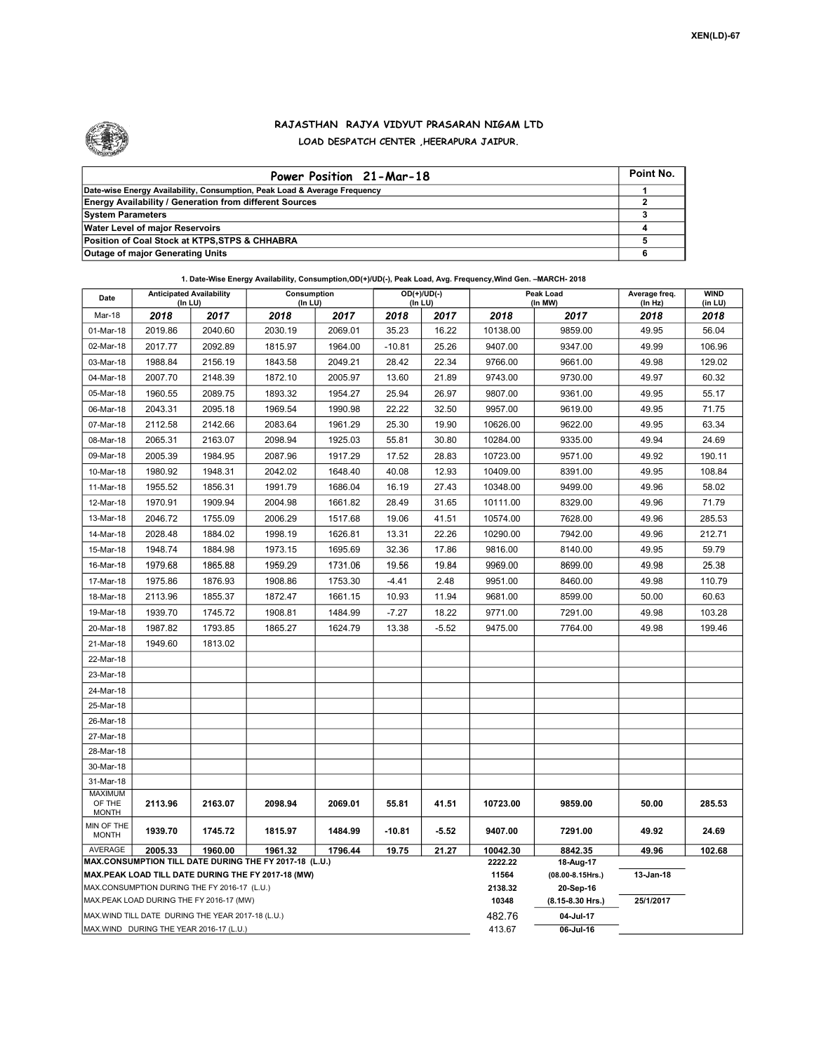XEN(LD)-67

# RAJASTHAN RAJYA VIDYUT PRASARAN NIGAM LTD

## LOAD DESPATCH CENTER ,HEERAPURA JAIPUR.

| Power Position 21-Mar-18 | Point No. |
|---|---|
| Date-wise Energy Availability, Consumption, Peak Load & Average Frequency | 1 |
| Energy Availability / Generation from different Sources | 2 |
| System Parameters | 3 |
| Water Level of major Reservoirs | 4 |
| Position of Coal Stock at KTPS,STPS & CHHABRA | 5 |
| Outage of major Generating Units | 6 |

**1. Date-Wise Energy Availability, Consumption,OD(+)/UD(-), Peak Load, Avg. Frequency,Wind Gen. –MARCH- 2018**

| Date | Anticipated Availability (In LU) | | Consumption (In LU) | | OD(+)/UD(-) (In LU) | | Peak Load (In MW) | | Average freq. (In Hz) | WIND (in LU) |
|---|---|---|---|---|---|---|---|---|---|---|
| Mar-18 | 2018 | 2017 | 2018 | 2017 | 2018 | 2017 | 2018 | 2017 | 2018 | 2018 |
| 01-Mar-18 | 2019.86 | 2040.60 | 2030.19 | 2069.01 | 35.23 | 16.22 | 10138.00 | 9859.00 | 49.95 | 56.04 |
| 02-Mar-18 | 2017.77 | 2092.89 | 1815.97 | 1964.00 | -10.81 | 25.26 | 9407.00 | 9347.00 | 49.99 | 106.96 |
| 03-Mar-18 | 1988.84 | 2156.19 | 1843.58 | 2049.21 | 28.42 | 22.34 | 9766.00 | 9661.00 | 49.98 | 129.02 |
| 04-Mar-18 | 2007.70 | 2148.39 | 1872.10 | 2005.97 | 13.60 | 21.89 | 9743.00 | 9730.00 | 49.97 | 60.32 |
| 05-Mar-18 | 1960.55 | 2089.75 | 1893.32 | 1954.27 | 25.94 | 26.97 | 9807.00 | 9361.00 | 49.95 | 55.17 |
| 06-Mar-18 | 2043.31 | 2095.18 | 1969.54 | 1990.98 | 22.22 | 32.50 | 9957.00 | 9619.00 | 49.95 | 71.75 |
| 07-Mar-18 | 2112.58 | 2142.66 | 2083.64 | 1961.29 | 25.30 | 19.90 | 10626.00 | 9622.00 | 49.95 | 63.34 |
| 08-Mar-18 | 2065.31 | 2163.07 | 2098.94 | 1925.03 | 55.81 | 30.80 | 10284.00 | 9335.00 | 49.94 | 24.69 |
| 09-Mar-18 | 2005.39 | 1984.95 | 2087.96 | 1917.29 | 17.52 | 28.83 | 10723.00 | 9571.00 | 49.92 | 190.11 |
| 10-Mar-18 | 1980.92 | 1948.31 | 2042.02 | 1648.40 | 40.08 | 12.93 | 10409.00 | 8391.00 | 49.95 | 108.84 |
| 11-Mar-18 | 1955.52 | 1856.31 | 1991.79 | 1686.04 | 16.19 | 27.43 | 10348.00 | 9499.00 | 49.96 | 58.02 |
| 12-Mar-18 | 1970.91 | 1909.94 | 2004.98 | 1661.82 | 28.49 | 31.65 | 10111.00 | 8329.00 | 49.96 | 71.79 |
| 13-Mar-18 | 2046.72 | 1755.09 | 2006.29 | 1517.68 | 19.06 | 41.51 | 10574.00 | 7628.00 | 49.96 | 285.53 |
| 14-Mar-18 | 2028.48 | 1884.02 | 1998.19 | 1626.81 | 13.31 | 22.26 | 10290.00 | 7942.00 | 49.96 | 212.71 |
| 15-Mar-18 | 1948.74 | 1884.98 | 1973.15 | 1695.69 | 32.36 | 17.86 | 9816.00 | 8140.00 | 49.95 | 59.79 |
| 16-Mar-18 | 1979.68 | 1865.88 | 1959.29 | 1731.06 | 19.56 | 19.84 | 9969.00 | 8699.00 | 49.98 | 25.38 |
| 17-Mar-18 | 1975.86 | 1876.93 | 1908.86 | 1753.30 | -4.41 | 2.48 | 9951.00 | 8460.00 | 49.98 | 110.79 |
| 18-Mar-18 | 2113.96 | 1855.37 | 1872.47 | 1661.15 | 10.93 | 11.94 | 9681.00 | 8599.00 | 50.00 | 60.63 |
| 19-Mar-18 | 1939.70 | 1745.72 | 1908.81 | 1484.99 | -7.27 | 18.22 | 9771.00 | 7291.00 | 49.98 | 103.28 |
| 20-Mar-18 | 1987.82 | 1793.85 | 1865.27 | 1624.79 | 13.38 | -5.52 | 9475.00 | 7764.00 | 49.98 | 199.46 |
| 21-Mar-18 | 1949.60 | 1813.02 | | | | | | | | |
| 22-Mar-18 | | | | | | | | | | |
| 23-Mar-18 | | | | | | | | | | |
| 24-Mar-18 | | | | | | | | | | |
| 25-Mar-18 | | | | | | | | | | |
| 26-Mar-18 | | | | | | | | | | |
| 27-Mar-18 | | | | | | | | | | |
| 28-Mar-18 | | | | | | | | | | |
| 30-Mar-18 | | | | | | | | | | |
| 31-Mar-18 | | | | | | | | | | |
| MAXIMUM OF THE MONTH | 2113.96 | 2163.07 | 2098.94 | 2069.01 | 55.81 | 41.51 | 10723.00 | 9859.00 | 50.00 | 285.53 |
| MIN OF THE MONTH | 1939.70 | 1745.72 | 1815.97 | 1484.99 | -10.81 | -5.52 | 9407.00 | 7291.00 | 49.92 | 24.69 |
| AVERAGE | 2005.33 | 1960.00 | 1961.32 | 1796.44 | 19.75 | 21.27 | 10042.30 | 8842.35 | 49.96 | 102.68 |

| | | | |
|---|---|---|---|
| MAX.CONSUMPTION TILL DATE DURING THE FY 2017-18 (L.U.) | 2222.22 | 18-Aug-17 | |
| MAX.PEAK LOAD TILL DATE DURING THE FY 2017-18 (MW) | 11564 | (08.00-8.15Hrs.) | 13-Jan-18 |
| MAX.CONSUMPTION DURING THE FY 2016-17 (L.U.) | 2138.32 | 20-Sep-16 | |
| MAX.PEAK LOAD DURING THE FY 2016-17 (MW) | 10348 | (8.15-8.30 Hrs.) | 25/1/2017 |
| MAX.WIND TILL DATE DURING THE YEAR 2017-18 (L.U.) | 482.76 | 04-Jul-17 | |
| MAX.WIND DURING THE YEAR 2016-17 (L.U.) | 413.67 | 06-Jul-16 | |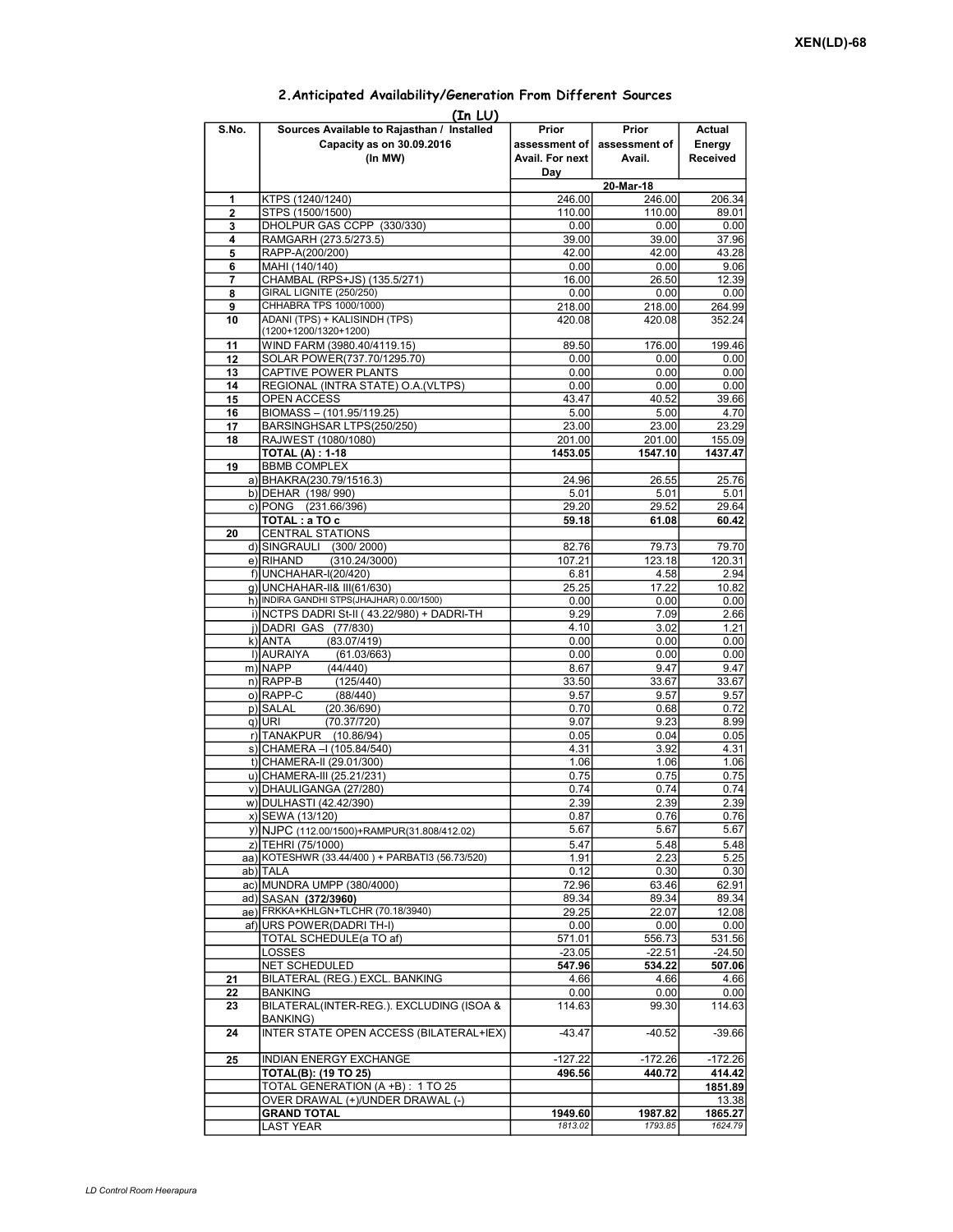XEN(LD)-68

## 2.Anticipated Availability/Generation From Different Sources

(In LU)

| S.No. | Sources Available to Rajasthan / Installed Capacity as on 30.09.2016 (In MW) | Prior assessment of Avail. For next Day | Prior assessment of Avail. | Actual Energy Received |
|---|---|---|---|---|
| | | 20-Mar-18 | | |
| 1 | KTPS (1240/1240) | 246.00 | 246.00 | 206.34 |
| 2 | STPS (1500/1500) | 110.00 | 110.00 | 89.01 |
| 3 | DHOLPUR GAS CCPP (330/330) | 0.00 | 0.00 | 0.00 |
| 4 | RAMGARH (273.5/273.5) | 39.00 | 39.00 | 37.96 |
| 5 | RAPP-A(200/200) | 42.00 | 42.00 | 43.28 |
| 6 | MAHI (140/140) | 0.00 | 0.00 | 9.06 |
| 7 | CHAMBAL (RPS+JS) (135.5/271) | 16.00 | 26.50 | 12.39 |
| 8 | GIRAL LIGNITE (250/250) | 0.00 | 0.00 | 0.00 |
| 9 | CHHABRA TPS 1000/1000) | 218.00 | 218.00 | 264.99 |
| 10 | ADANI (TPS) + KALISINDH (TPS) (1200+1200/1320+1200) | 420.08 | 420.08 | 352.24 |
| 11 | WIND FARM (3980.40/4119.15) | 89.50 | 176.00 | 199.46 |
| 12 | SOLAR POWER(737.70/1295.70) | 0.00 | 0.00 | 0.00 |
| 13 | CAPTIVE POWER PLANTS | 0.00 | 0.00 | 0.00 |
| 14 | REGIONAL (INTRA STATE) O.A.(VLTPS) | 0.00 | 0.00 | 0.00 |
| 15 | OPEN ACCESS | 43.47 | 40.52 | 39.66 |
| 16 | BIOMASS – (101.95/119.25) | 5.00 | 5.00 | 4.70 |
| 17 | BARSINGHSAR LTPS(250/250) | 23.00 | 23.00 | 23.29 |
| 18 | RAJWEST (1080/1080) | 201.00 | 201.00 | 155.09 |
| | **TOTAL (A) : 1-18** | **1453.05** | **1547.10** | **1437.47** |
| 19 | BBMB COMPLEX | | | |
| a) | BHAKRA(230.79/1516.3) | 24.96 | 26.55 | 25.76 |
| b) | DEHAR (198/ 990) | 5.01 | 5.01 | 5.01 |
| c) | PONG (231.66/396) | 29.20 | 29.52 | 29.64 |
| | **TOTAL : a TO c** | **59.18** | **61.08** | **60.42** |
| 20 | CENTRAL STATIONS | | | |
| d) | SINGRAULI (300/ 2000) | 82.76 | 79.73 | 79.70 |
| e) | RIHAND (310.24/3000) | 107.21 | 123.18 | 120.31 |
| f) | UNCHAHAR-I(20/420) | 6.81 | 4.58 | 2.94 |
| g) | UNCHAHAR-II& III(61/630) | 25.25 | 17.22 | 10.82 |
| h) | INDIRA GANDHI STPS(JHAJHAR) 0.00/1500) | 0.00 | 0.00 | 0.00 |
| i) | NCTPS DADRI St-II ( 43.22/980) + DADRI-TH | 9.29 | 7.09 | 2.66 |
| j) | DADRI GAS (77/830) | 4.10 | 3.02 | 1.21 |
| k) | ANTA (83.07/419) | 0.00 | 0.00 | 0.00 |
| l) | AURAIYA (61.03/663) | 0.00 | 0.00 | 0.00 |
| m) | NAPP (44/440) | 8.67 | 9.47 | 9.47 |
| n) | RAPP-B (125/440) | 33.50 | 33.67 | 33.67 |
| o) | RAPP-C (88/440) | 9.57 | 9.57 | 9.57 |
| p) | SALAL (20.36/690) | 0.70 | 0.68 | 0.72 |
| q) | URI (70.37/720) | 9.07 | 9.23 | 8.99 |
| r) | TANAKPUR (10.86/94) | 0.05 | 0.04 | 0.05 |
| s) | CHAMERA –I (105.84/540) | 4.31 | 3.92 | 4.31 |
| t) | CHAMERA-II (29.01/300) | 1.06 | 1.06 | 1.06 |
| u) | CHAMERA-III (25.21/231) | 0.75 | 0.75 | 0.75 |
| v) | DHAULIGANGA (27/280) | 0.74 | 0.74 | 0.74 |
| w) | DULHASTI (42.42/390) | 2.39 | 2.39 | 2.39 |
| x) | SEWA (13/120) | 0.87 | 0.76 | 0.76 |
| y) | NJPC (112.00/1500)+RAMPUR(31.808/412.02) | 5.67 | 5.67 | 5.67 |
| z) | TEHRI (75/1000) | 5.47 | 5.48 | 5.48 |
| aa) | KOTESHWR (33.44/400 ) + PARBATI3 (56.73/520) | 1.91 | 2.23 | 5.25 |
| ab) | TALA | 0.12 | 0.30 | 0.30 |
| ac) | MUNDRA UMPP (380/4000) | 72.96 | 63.46 | 62.91 |
| ad) | SASAN **(372/3960)** | 89.34 | 89.34 | 89.34 |
| ae) | FRKKA+KHLGN+TLCHR (70.18/3940) | 29.25 | 22.07 | 12.08 |
| af) | URS POWER(DADRI TH-I) | 0.00 | 0.00 | 0.00 |
| | TOTAL SCHEDULE(a TO af) | 571.01 | 556.73 | 531.56 |
| | LOSSES | -23.05 | -22.51 | -24.50 |
| | NET SCHEDULED | **547.96** | **534.22** | **507.06** |
| 21 | BILATERAL (REG.) EXCL. BANKING | 4.66 | 4.66 | 4.66 |
| 22 | BANKING | 0.00 | 0.00 | 0.00 |
| 23 | BILATERAL(INTER-REG.). EXCLUDING (ISOA & BANKING) | 114.63 | 99.30 | 114.63 |
| 24 | INTER STATE OPEN ACCESS (BILATERAL+IEX) | -43.47 | -40.52 | -39.66 |
| 25 | INDIAN ENERGY EXCHANGE | -127.22 | -172.26 | -172.26 |
| | **TOTAL(B): (19 TO 25)** | **496.56** | **440.72** | **414.42** |
| | TOTAL GENERATION (A +B) : 1 TO 25 | | | **1851.89** |
| | OVER DRAWAL (+)/UNDER DRAWAL (-) | | | 13.38 |
| | **GRAND TOTAL** | **1949.60** | **1987.82** | **1865.27** |
| | LAST YEAR | *1813.02* | *1793.85* | *1624.79* |

*LD Control Room Heerapura*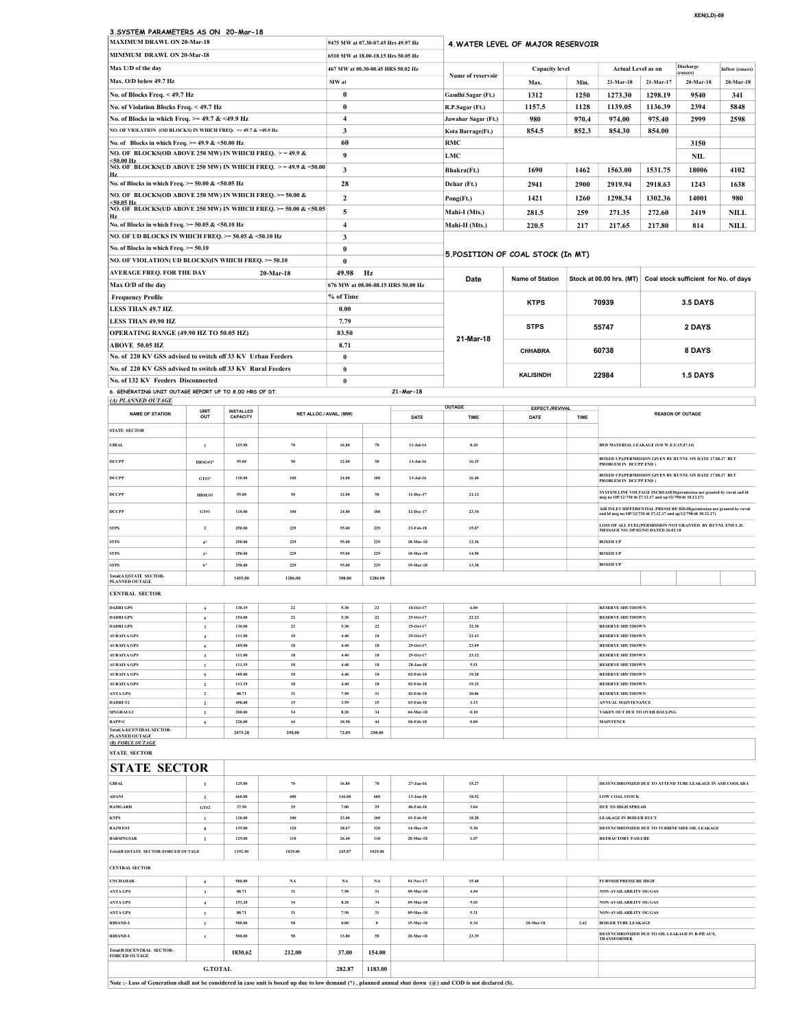XEN(LD)-69

### 3.SYSTEM PARAMETERS AS ON 20-Mar-18

| | |
|---|---|
| MAXIMUM DRAWL ON 20-Mar-18 | 9475 MW at 07.30-07.45 Hrs 49.97 Hz |
| MINIMUM DRAWL ON 20-Mar-18 | 6510 MW at 18.00-18.15 Hrs 50.05 Hz |
| Max U/D of the day | 467 MW at 00.30-00.45 HRS 50.02 Hz |
| Max. O/D below 49.7 Hz | MW at |
| No. of Blocks Freq. < 49.7 Hz | 0 |
| No. of Violation Blocks Freq. < 49.7 Hz | 0 |
| No. of Blocks in which Freq. >= 49.7 & <49.9 Hz | 4 |
| NO. OF VIOLATION (OD BLOCKS) IN WHICH FREQ. >= 49.7 & <49.9 Hz | 3 |
| No. of Blocks in which Freq. >= 49.9 & <50.00 Hz | 60 |
| NO. OF BLOCKS(OD ABOVE 250 MW) IN WHICH FREQ. > = 49.9 & <50.00 Hz | 9 |
| NO. OF BLOCKS(UD ABOVE 250 MW) IN WHICH FREQ. > = 49.9 & <50.00 Hz | 3 |
| No. of Blocks in which Freq. >= 50.00 & <50.05 Hz | 28 |
| NO. OF BLOCKS(OD ABOVE 250 MW) IN WHICH FREQ. >= 50.00 & <50.05 Hz | 2 |
| NO. OF BLOCKS(UD ABOVE 250 MW) IN WHICH FREQ. >= 50.00 & <50.05 Hz | 5 |
| No. of Blocks in which Freq. >= 50.05 & <50.10 Hz | 4 |
| NO. OF UD BLOCKS IN WHICH FREQ. >= 50.05 & <50.10 Hz | 3 |
| No. of Blocks in which Freq. >= 50.10 | 0 |
| NO. OF VIOLATION( UD BLOCKS)IN WHICH FREQ. >= 50.10 | 0 |
| AVERAGE FREQ. FOR THE DAY 20-Mar-18 | 49.98 Hz |
| Max O/D of the day | 676 MW at 08.00-08.15 HRS 50.00 Hz |
| Frequency Profile | % of Time |
| LESS THAN 49.7 HZ | 0.00 |
| LESS THAN 49.90 HZ | 7.79 |
| OPERATING RANGE (49.90 HZ TO 50.05 HZ) | 83.50 |
| ABOVE 50.05 HZ | 8.71 |
| No. of 220 KV GSS advised to switch off 33 KV Urban Feeders | 0 |
| No. of 220 KV GSS advised to switch off 33 KV Rural Feeders | 0 |
| No. of 132 KV Feeders Disconnected | 0 |

### 4.WATER LEVEL OF MAJOR RESERVOIR

| Name of reservoir | Capacity level | | Actual Level as on | | Discharge (cusecs) | Inflow (cusecs) |
|---|---|---|---|---|---|---|
| | Max. | Min. | 21-Mar-18 | 21-Mar-17 | 20-Mar-18 | 20-Mar-18 |
| Gandhi Sagar (Ft.) | 1312 | 1250 | 1273.30 | 1298.19 | 9540 | 341 |
| R.P.Sagar (Ft.) | 1157.5 | 1128 | 1139.05 | 1136.39 | 2394 | 5848 |
| Jawahar Sagar (Ft.) | 980 | 970.4 | 974.00 | 975.40 | 2999 | 2598 |
| Kota Barrage(Ft.) | 854.5 | 852.3 | 854.30 | 854.00 | | |
| RMC | | | | | 3150 | |
| LMC | | | | | NIL | |
| Bhakra(Ft.) | 1690 | 1462 | 1563.00 | 1531.75 | 18006 | 4102 |
| Dehar (Ft.) | 2941 | 2900 | 2919.94 | 2918.63 | 1243 | 1638 |
| Pong(Ft.) | 1421 | 1260 | 1298.34 | 1302.36 | 14001 | 980 |
| Mahi-I (Mts.) | 281.5 | 259 | 271.35 | 272.60 | 2419 | NILL |
| Mahi-II (Mts.) | 220.5 | 217 | 217.65 | 217.80 | 814 | NILL |

### 5.POSITION OF COAL STOCK (In MT)

| Date | Name of Station | Stock at 00.00 hrs. (MT) | Coal stock sufficient for No. of days |
|---|---|---|---|
| 21-Mar-18 | KTPS | 70939 | 3.5 DAYS |
| | STPS | 55747 | 2 DAYS |
| | CHHABRA | 60738 | 8 DAYS |
| | KALISINDH | 22984 | 1.5 DAYS |

### 6. GENERATING UNIT OUTAGE REPORT UP TO 8.00 HRS OF DT. 21-Mar-18

*(A) PLANNED OUTAGE*

| NAME OF STATION | UNIT OUT | INSTALLED CAPACITY | NET ALLOC./ AVAIL. (MW) | | | OUTAGE DATE | OUTAGE TIME | EXPECT./REVIVAL DATE | EXPECT./REVIVAL TIME | REASON OF OUTAGE |
|---|---|---|---|---|---|---|---|---|---|---|
| STATE SECTOR | | | | | | | | | | |
| GIRAL | 1 | 125.00 | 70 | 16.80 | 70 | 11-Jul-14 | 8.20 | | | BED MATERIAL LEAKAGE (S/D W.E.F.15.07.14) |
| DCCPP | HRSG#2* | 55.00 | 50 | 12.00 | 50 | 13-Jul-16 | 16.35 | | | BOXED UP(PERMISSION GIVEN BY RUVNL ON DATE 17.08.17 BUT PROBLEM IN DCCPP END ) |
| DCCPP | GT#2* | 110.00 | 100 | 24.00 | 100 | 13-Jul-16 | 16.40 | | | BOXED UP(PERMISSION GIVEN BY RUVNL ON DATE 17.08.17 BUT PROBLEM IN DCCPP END ) |
| DCCPP | HRSG#1 | 55.00 | 50 | 12.00 | 50 | 11-Dec-17 | 21.12 | | | SYSTEM LINE VOLTAGE INCREASED(permission not granted by ruval end ld msg no OP/12/730 dt 27.12.17 and op/12/790/dt 30.12.17) |
| DCCPP | GT#1 | 110.00 | 100 | 24.00 | 100 | 12-Dec-17 | 23.34 | | | AIR INLET DIFFERENTIAL PRESSURE HIGH(permission not granted by ruval end ld msg no OP/12/730 dt 27.12.17 and op/12/790/dt 30.12.17) |
| STPS | 2 | 250.00 | 229 | 55.00 | 229 | 23-Feb-18 | 15.07 | | | LOSS OF ALL FUEL(PERMISSION NOT GRANTED BY RUVNL END L.D. MESSAGE NO. OP/02/543 DATED 26.02.18 |
| STPS | 4* | 250.00 | 229 | 55.00 | 229 | 18-Mar-18 | 12.36 | | | BOXED UP |
| STPS | 3* | 250.00 | 229 | 55.00 | 229 | 18-Mar-18 | 14.50 | | | BOXED UP |
| STPS | 6* | 250.00 | 229 | 55.00 | 229 | 19-Mar-18 | 13.30 | | | BOXED UP |
| Total(A I)STATE SECTOR-PLANNED OUTAGE | | 1455.00 | 1286.00 | 308.80 | 1286.00 | | | | | |
| CENTRAL SECTOR | | | | | | | | | | |
| DADRI GPS | 4 | 130.19 | 22 | 5.30 | 22 | 18-Oct-17 | 6.00 | | | RESERVE SHUTDOWN |
| DADRI GPS | 6 | 154.00 | 22 | 5.30 | 22 | 25-Oct-17 | 22.22 | | | RESERVE SHUTDOWN |
| DADRI GPS | 3 | 130.00 | 22 | 5.30 | 22 | 25-Oct-17 | 22.30 | | | RESERVE SHUTDOWN |
| AURAIYA GPS | 4 | 111.00 | 18 | 4.40 | 18 | 25-Oct-17 | 22.43 | | | RESERVE SHUTDOWN |
| AURAIYA GPS | 6 | 109.00 | 18 | 4.40 | 18 | 25-Oct-17 | 23.09 | | | RESERVE SHUTDOWN |
| AURAIYA GPS | 3 | 111.00 | 18 | 4.40 | 18 | 25-Oct-17 | 23.12 | | | RESERVE SHUTDOWN |
| AURAIYA GPS | 1 | 111.19 | 18 | 4.40 | 18 | 28-Jan-18 | 5.51 | | | RESERVE SHUTDOWN |
| AURAIYA GPS | 5 | 109.00 | 18 | 4.40 | 18 | 02-Feb-18 | 19.28 | | | RESERVE SHUTDOWN |
| AURAIYA GPS | 2 | 111.19 | 18 | 4.40 | 18 | 02-Feb-18 | 19.32 | | | RESERVE SHUTDOWN |
| ANTA GPS | 2 | 88.71 | 31 | 7.50 | 31 | 02-Feb-18 | 20.06 | | | RESERVE SHUTDOWN |
| DADRI-T2 | 2 | 490.00 | 15 | 3.59 | 15 | 03-Feb-18 | 1.33 | | | ANNUAL MAINTENANCE |
| SINGRAULI | 2 | 200.00 | 34 | 8.20 | 34 | 04-Mar-18 | 0.10 | | | TAKEN OUT DUE TO OVER HAULING |
| RAPP-C | 6 | 220.00 | 44 | 10.50 | 44 | 06-Feb-18 | 0.00 | | | MAINTENCE |
| Total(A-I)CENTRAL SECTOR-PLANNED OUTAGE | | 2075.28 | 298.00 | 72.09 | 298.00 | | | | | |

*(B) FORCE OUTAGE*

| NAME OF STATION | UNIT OUT | INSTALLED CAPACITY | NET ALLOC./ AVAIL. (MW) | | | OUTAGE DATE | OUTAGE TIME | EXPECT./REVIVAL DATE | EXPECT./REVIVAL TIME | REASON OF OUTAGE |
|---|---|---|---|---|---|---|---|---|---|---|
| STATE SECTOR | | | | | | | | | | |
| GIRAL | 2 | 125.00 | 70 | 16.80 | 70 | 27-Jan-16 | 15.27 | | | DESYNCHRONIZED DUE TO ATTEND TUBE LEAKAGE IN ASH COOLAR-I |
| ADANI | 2 | 660.00 | 600 | 144.00 | 600 | 13-Jan-18 | 18.52 | | | LOW COAL STOCK |
| RAMGARH | GT#2 | 37.50 | 29 | 7.00 | 29 | 06-Feb-18 | 3.04 | | | DUE TO HIGH SPREAD |
| KTPS | 1 | 110.00 | 100 | 23.00 | 100 | 01-Feb-18 | 18.28 | | | LEAKAGE IN BOILER DUCT |
| RAJWEST | 8 | 135.00 | 120 | 28.67 | 120 | 14-Mar-18 | 5.30 | | | DESYNCHRONIZED DUE TO TURBINE SIDE OIL LEAKAGE |
| BARSINGSAR | 2 | 125.00 | 110 | 26.40 | 110 | 20-Mar-18 | 1.07 | | | REFRACTORY FAILURE |
| Total(B I)STATE SECTOR-FORCED OUTAGE | | 1192.50 | 1029.00 | 245.87 | 1029.00 | | | | | |
| CENTRAL SECTOR | | | | | | | | | | |
| UNCHAHAR | 6 | 500.00 | NA | NA | NA | 01-Nov-17 | 15.40 | | | FURNISH PRESSURE HIGH |
| ANTA GPS | 3 | 88.71 | 31 | 7.50 | 31 | 09-Mar-18 | 4.54 | | | NON-AVAILABILITY OG GAS |
| ANTA GPS | 4 | 153.20 | 34 | 8.20 | 34 | 09-Mar-18 | 5.03 | | | NON-AVAILABILITY OG GAS |
| ANTA GPS | 1 | 88.71 | 31 | 7.50 | 31 | 09-Mar-18 | 5.31 | | | NON-AVAILABILITY OG GAS |
| RIHAND-I | 1 | 500.00 | 58 | 0.00 | 0 | 15-Mar-18 | 0.34 | 20-Mar-18 | 2.42 | BOILER TUBE LEAKAGE |
| RIHAND-I | 1 | 500.00 | 58 | 13.80 | 58 | 20-Mar-18 | 23.39 | | | DESYNCHRONIZED DUE TO OIL LEAKAGE IN B-PH AUX. TRANSFORMER |
| Total(B II)CENTRAL SECTOR-FORCED OUTAGE | | 1830.62 | 212.00 | 37.00 | 154.00 | | | | | |
| G.TOTAL | | | | 282.87 | 1183.00 | | | | | |

Note :- Loss of Generation shall not be considered in case unit is boxed up due to low demand (*) , planned annual shut down (@) and COD is not declared ($).